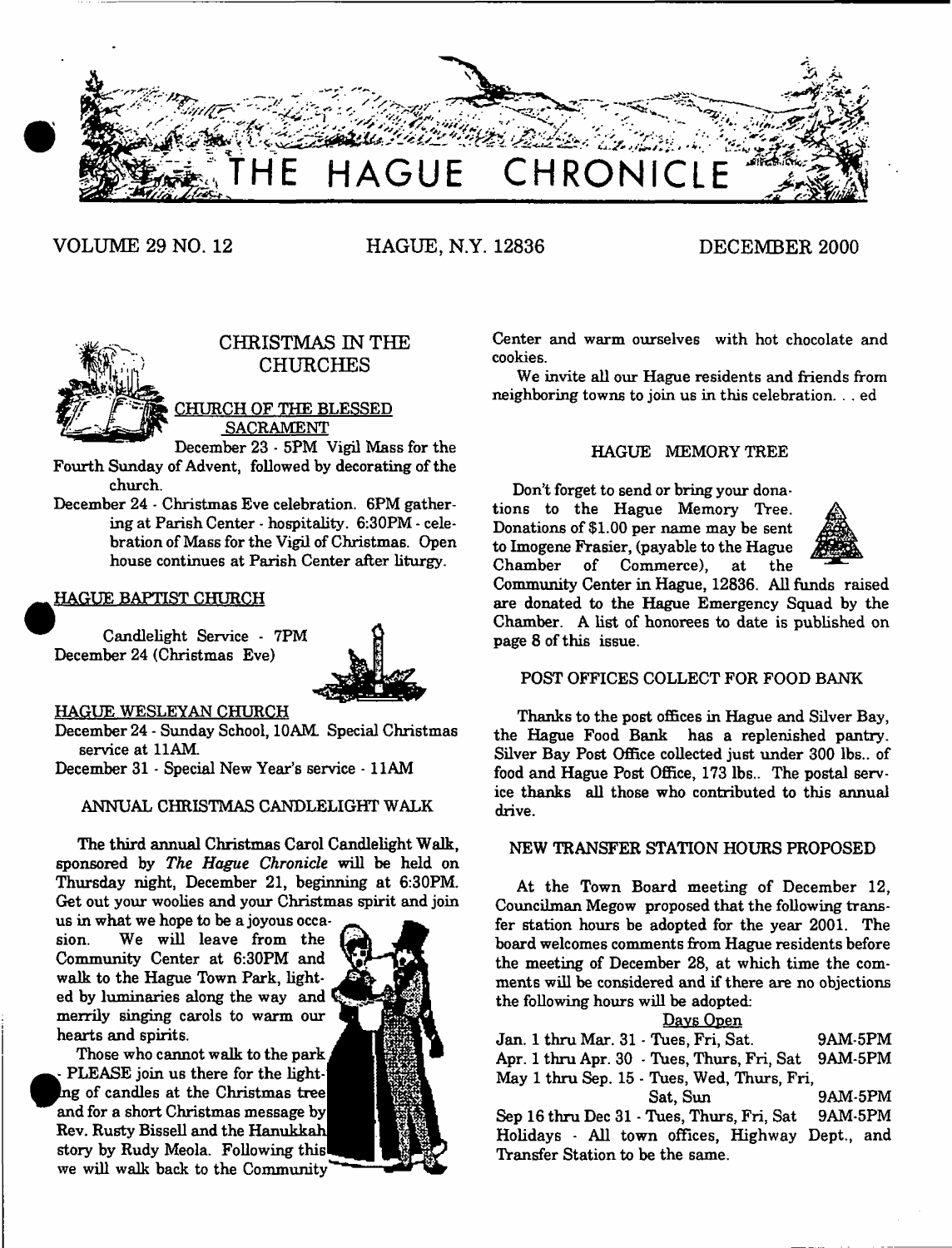# THE HAGUE CHRONICLE

VOLUME 29 NO. 12 HAGUE, N.Y. 12836 DECEMBER 2000

## CHRISTMAS IN THE CHURCHES

### CHURCH OF THE BLESSED SACRAMENT

December 23 - 5PM Vigil Mass for the Fourth Sunday of Advent, followed by decorating of the church.

December 24 - Christmas Eve celebration. 6PM gathering at Parish Center - hospitality. 6:30PM - celebration of Mass for the Vigil of Christmas. Open house continues at Parish Center after liturgy.

### HAGUE BAPTIST CHURCH

Candlelight Service - 7PM
December 24 (Christmas Eve)

### HAGUE WESLEYAN CHURCH

December 24 - Sunday School, 10AM. Special Christmas service at 11AM.

December 31 - Special New Year's service - 11AM

## ANNUAL CHRISTMAS CANDLELIGHT WALK

The third annual Christmas Carol Candlelight Walk, sponsored by *The Hague Chronicle* will be held on Thursday night, December 21, beginning at 6:30PM. Get out your woolies and your Christmas spirit and join us in what we hope to be a joyous occasion. We will leave from the Community Center at 6:30PM and walk to the Hague Town Park, lighted by luminaries along the way and merrily singing carols to warm our hearts and spirits.

Those who cannot walk to the park - PLEASE join us there for the lighting of candles at the Christmas tree and for a short Christmas message by Rev. Rusty Bissell and the Hanukkah story by Rudy Meola. Following this we will walk back to the Community Center and warm ourselves with hot chocolate and cookies.

We invite all our Hague residents and friends from neighboring towns to join us in this celebration. . . ed

## HAGUE MEMORY TREE

Don't forget to send or bring your donations to the Hague Memory Tree. Donations of $1.00 per name may be sent to Imogene Frasier, (payable to the Hague Chamber of Commerce), at the Community Center in Hague, 12836. All funds raised are donated to the Hague Emergency Squad by the Chamber. A list of honorees to date is published on page 8 of this issue.

## POST OFFICES COLLECT FOR FOOD BANK

Thanks to the post offices in Hague and Silver Bay, the Hague Food Bank has a replenished pantry. Silver Bay Post Office collected just under 300 lbs.. of food and Hague Post Office, 173 lbs.. The postal service thanks all those who contributed to this annual drive.

## NEW TRANSFER STATION HOURS PROPOSED

At the Town Board meeting of December 12, Councilman Megow proposed that the following transfer station hours be adopted for the year 2001. The board welcomes comments from Hague residents before the meeting of December 28, at which time the comments will be considered and if there are no objections the following hours will be adopted:

| Days Open | |
|---|---|
| Jan. 1 thru Mar. 31 - Tues, Fri, Sat. | 9AM-5PM |
| Apr. 1 thru Apr. 30 - Tues, Thurs, Fri, Sat | 9AM-5PM |
| May 1 thru Sep. 15 - Tues, Wed, Thurs, Fri, Sat, Sun | 9AM-5PM |
| Sep 16 thru Dec 31 - Tues, Thurs, Fri, Sat | 9AM-5PM |

Holidays - All town offices, Highway Dept., and Transfer Station to be the same.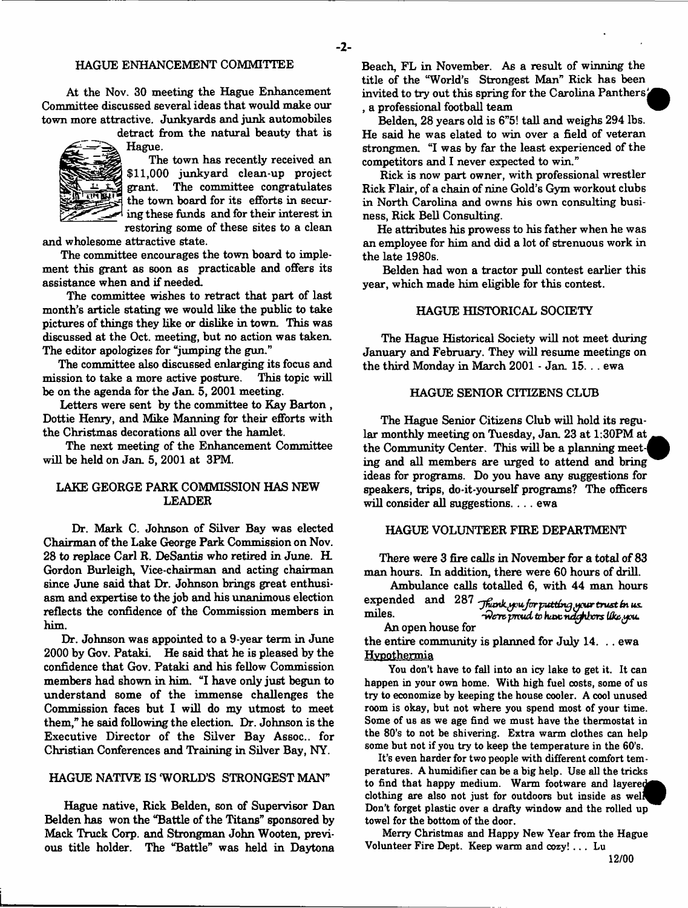## HAGUE ENHANCEMENT COMMITTEE

At the Nov. 30 meeting the Hague Enhancement Committee discussed several ideas that would make our town more attractive. Junkyards and junk automobiles detract from the natural beauty that is Hague.

The town has recently received an $11,000 junkyard clean-up project grant. The committee congratulates the town board for its efforts in securing these funds and for their interest in restoring some of these sites to a clean and wholesome attractive state.

The committee encourages the town board to implement this grant as soon as practicable and offers its assistance when and if needed.

The committee wishes to retract that part of last month's article stating we would like the public to take pictures of things they like or dislike in town. This was discussed at the Oct. meeting, but no action was taken. The editor apologizes for "jumping the gun."

The committee also discussed enlarging its focus and mission to take a more active posture. This topic will be on the agenda for the Jan. 5, 2001 meeting.

Letters were sent by the committee to Kay Barton, Dottie Henry, and Mike Manning for their efforts with the Christmas decorations all over the hamlet.

The next meeting of the Enhancement Committee will be held on Jan. 5, 2001 at 3PM.

## LAKE GEORGE PARK COMMISSION HAS NEW LEADER

Dr. Mark C. Johnson of Silver Bay was elected Chairman of the Lake George Park Commission on Nov. 28 to replace Carl R. DeSantis who retired in June. H. Gordon Burleigh, Vice-chairman and acting chairman since June said that Dr. Johnson brings great enthusiasm and expertise to the job and his unanimous election reflects the confidence of the Commission members in him.

Dr. Johnson was appointed to a 9-year term in June 2000 by Gov. Pataki. He said that he is pleased by the confidence that Gov. Pataki and his fellow Commission members had shown in him. "I have only just begun to understand some of the immense challenges the Commission faces but I will do my utmost to meet them," he said following the election. Dr. Johnson is the Executive Director of the Silver Bay Assoc.. for Christian Conferences and Training in Silver Bay, NY.

## HAGUE NATIVE IS 'WORLD'S STRONGEST MAN"

Hague native, Rick Belden, son of Supervisor Dan Belden has won the "Battle of the Titans" sponsored by Mack Truck Corp. and Strongman John Wooten, previous title holder. The "Battle" was held in Daytona Beach, FL in November. As a result of winning the title of the "World's Strongest Man" Rick has been invited to try out this spring for the Carolina Panthers, a professional football team

Belden, 28 years old is 6"5! tall and weighs 294 lbs. He said he was elated to win over a field of veteran strongmen. "I was by far the least experienced of the competitors and I never expected to win."

Rick is now part owner, with professional wrestler Rick Flair, of a chain of nine Gold's Gym workout clubs in North Carolina and owns his own consulting business, Rick Bell Consulting.

He attributes his prowess to his father when he was an employee for him and did a lot of strenuous work in the late 1980s.

Belden had won a tractor pull contest earlier this year, which made him eligible for this contest.

## HAGUE HISTORICAL SOCIETY

The Hague Historical Society will not meet during January and February. They will resume meetings on the third Monday in March 2001 - Jan. 15. . . ewa

## HAGUE SENIOR CITIZENS CLUB

The Hague Senior Citizens Club will hold its regular monthly meeting on Tuesday, Jan. 23 at 1:30PM at the Community Center. This will be a planning meeting and all members are urged to attend and bring ideas for programs. Do you have any suggestions for speakers, trips, do-it-yourself programs? The officers will consider all suggestions. . . . ewa

## HAGUE VOLUNTEER FIRE DEPARTMENT

There were 3 fire calls in November for a total of 83 man hours. In addition, there were 60 hours of drill.

Ambulance calls totalled 6, with 44 man hours expended and 287 miles.

*Thank you for putting your trust in us. We're proud to have neighbors like you.*

An open house for the entire community is planned for July 14. . . ewa

### Hypothermia

You don't have to fall into an icy lake to get it. It can happen in your own home. With high fuel costs, some of us try to economize by keeping the house cooler. A cool unused room is okay, but not where you spend most of your time. Some of us as we age find we must have the thermostat in the 80's to not be shivering. Extra warm clothes can help some but not if you try to keep the temperature in the 60's.

It's even harder for two people with different comfort temperatures. A humidifier can be a big help. Use all the tricks to find that happy medium. Warm footware and layered clothing are also not just for outdoors but inside as well. Don't forget plastic over a drafty window and the rolled up towel for the bottom of the door.

Merry Christmas and Happy New Year from the Hague Volunteer Fire Dept. Keep warm and cozy! . . . Lu

12/00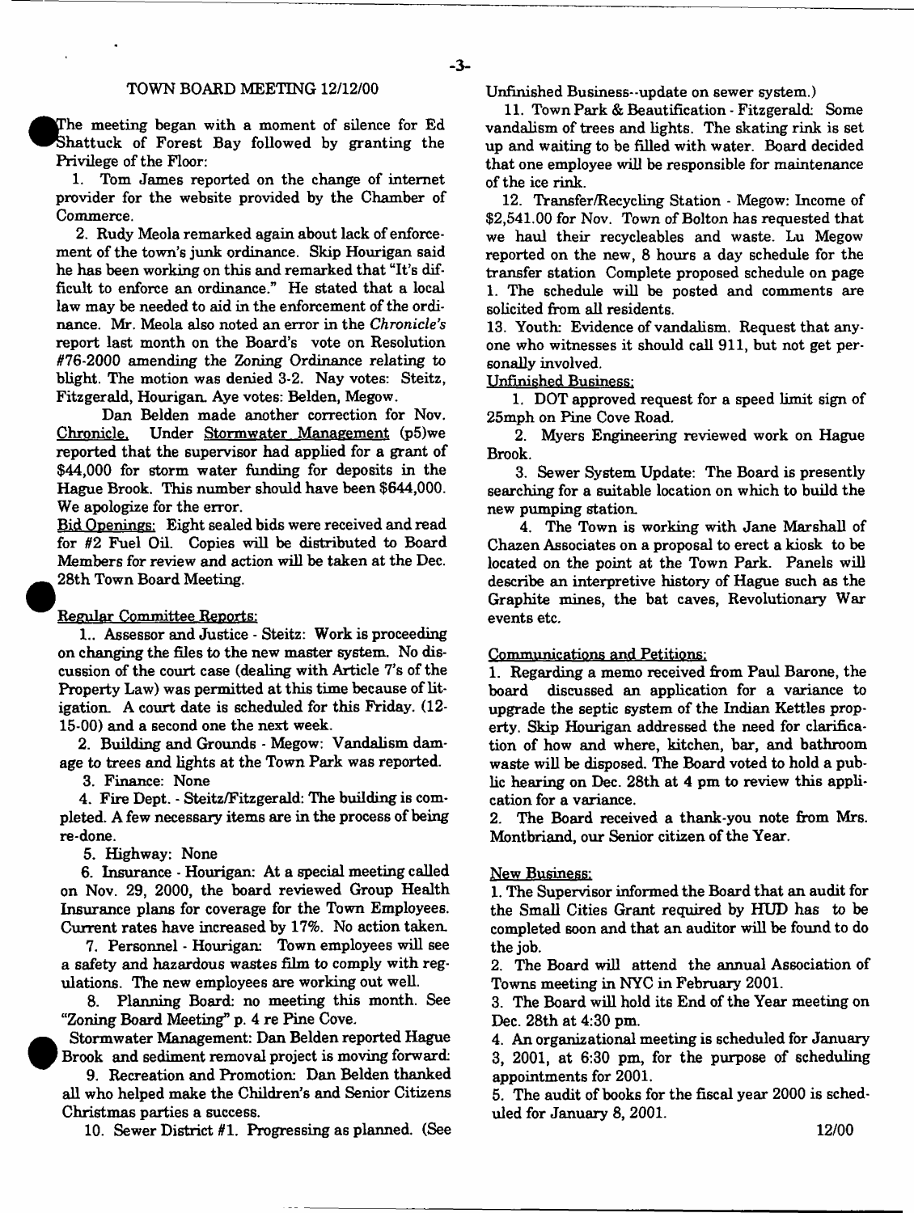## TOWN BOARD MEETING 12/12/00

The meeting began with a moment of silence for Ed Shattuck of Forest Bay followed by granting the Privilege of the Floor:

1. Tom James reported on the change of internet provider for the website provided by the Chamber of Commerce.

2. Rudy Meola remarked again about lack of enforcement of the town's junk ordinance. Skip Hourigan said he has been working on this and remarked that "It's difficult to enforce an ordinance." He stated that a local law may be needed to aid in the enforcement of the ordinance. Mr. Meola also noted an error in the *Chronicle's* report last month on the Board's vote on Resolution #76-2000 amending the Zoning Ordinance relating to blight. The motion was denied 3-2. Nay votes: Steitz, Fitzgerald, Hourigan. Aye votes: Belden, Megow.

Dan Belden made another correction for Nov. Chronicle. Under Stormwater Management (p5)we reported that the supervisor had applied for a grant of $44,000 for storm water funding for deposits in the Hague Brook. This number should have been $644,000. We apologize for the error.

Bid Openings: Eight sealed bids were received and read for #2 Fuel Oil. Copies will be distributed to Board Members for review and action will be taken at the Dec. 28th Town Board Meeting.

Regular Committee Reports:

1.. Assessor and Justice - Steitz: Work is proceeding on changing the files to the new master system. No discussion of the court case (dealing with Article 7's of the Property Law) was permitted at this time because of litigation. A court date is scheduled for this Friday. (12-15-00) and a second one the next week.

2. Building and Grounds - Megow: Vandalism damage to trees and lights at the Town Park was reported.

3. Finance: None

4. Fire Dept. - Steitz/Fitzgerald: The building is completed. A few necessary items are in the process of being re-done.

5. Highway: None

6. Insurance - Hourigan: At a special meeting called on Nov. 29, 2000, the board reviewed Group Health Insurance plans for coverage for the Town Employees. Current rates have increased by 17%. No action taken.

7. Personnel - Hourigan: Town employees will see a safety and hazardous wastes film to comply with regulations. The new employees are working out well.

8. Planning Board: no meeting this month. See "Zoning Board Meeting" p. 4 re Pine Cove.

Stormwater Management: Dan Belden reported Hague Brook and sediment removal project is moving forward:

9. Recreation and Promotion: Dan Belden thanked all who helped make the Children's and Senior Citizens Christmas parties a success.

10. Sewer District #1. Progressing as planned. (See Unfinished Business--update on sewer system.)

11. Town Park & Beautification - Fitzgerald: Some vandalism of trees and lights. The skating rink is set up and waiting to be filled with water. Board decided that one employee will be responsible for maintenance of the ice rink.

12. Transfer/Recycling Station - Megow: Income of $2,541.00 for Nov. Town of Bolton has requested that we haul their recycleables and waste. Lu Megow reported on the new, 8 hours a day schedule for the transfer station Complete proposed schedule on page 1. The schedule will be posted and comments are solicited from all residents.

13. Youth: Evidence of vandalism. Request that anyone who witnesses it should call 911, but not get personally involved.

Unfinished Business:

1. DOT approved request for a speed limit sign of 25mph on Pine Cove Road.

2. Myers Engineering reviewed work on Hague Brook.

3. Sewer System Update: The Board is presently searching for a suitable location on which to build the new pumping station.

4. The Town is working with Jane Marshall of Chazen Associates on a proposal to erect a kiosk to be located on the point at the Town Park. Panels will describe an interpretive history of Hague such as the Graphite mines, the bat caves, Revolutionary War events etc.

Communications and Petitions:

1. Regarding a memo received from Paul Barone, the board discussed an application for a variance to upgrade the septic system of the Indian Kettles property. Skip Hourigan addressed the need for clarification of how and where, kitchen, bar, and bathroom waste will be disposed. The Board voted to hold a public hearing on Dec. 28th at 4 pm to review this application for a variance.

2. The Board received a thank-you note from Mrs. Montbriand, our Senior citizen of the Year.

New Business:

1. The Supervisor informed the Board that an audit for the Small Cities Grant required by HUD has to be completed soon and that an auditor will be found to do the job.

2. The Board will attend the annual Association of Towns meeting in NYC in February 2001.

3. The Board will hold its End of the Year meeting on Dec. 28th at 4:30 pm.

4. An organizational meeting is scheduled for January 3, 2001, at 6:30 pm, for the purpose of scheduling appointments for 2001.

5. The audit of books for the fiscal year 2000 is scheduled for January 8, 2001.

12/00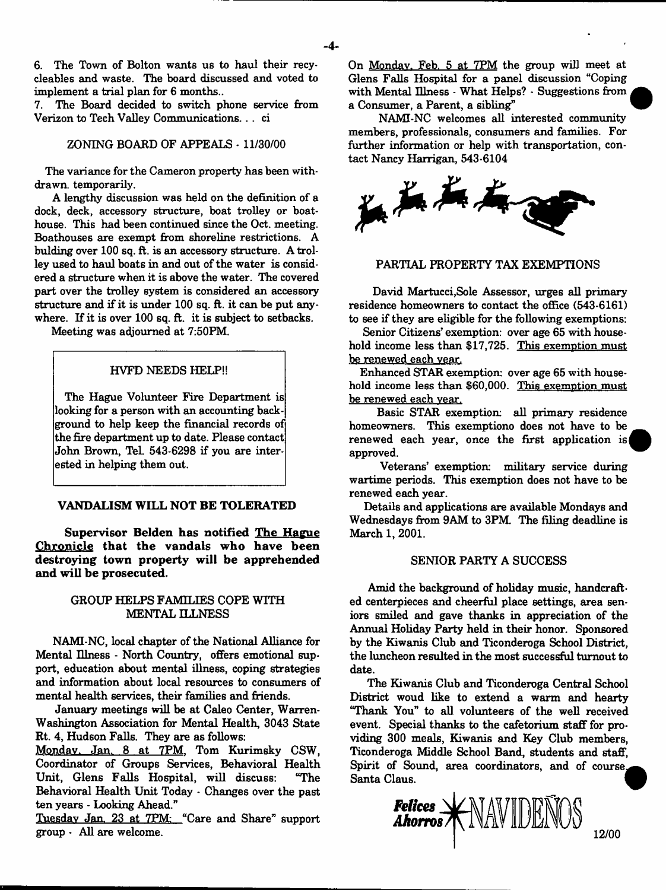6. The Town of Bolton wants us to haul their recycleables and waste. The board discussed and voted to implement a trial plan for 6 months..

7. The Board decided to switch phone service from Verizon to Tech Valley Communications. . . ci

### ZONING BOARD OF APPEALS - 11/30/00

The variance for the Cameron property has been withdrawn. temporarily.

A lengthy discussion was held on the definition of a dock, deck, accessory structure, boat trolley or boathouse. This had been continued since the Oct. meeting. Boathouses are exempt from shoreline restrictions. A bulding over 100 sq. ft. is an accessory structure. A trolley used to haul boats in and out of the water is considered a structure when it is above the water. The covered part over the trolley system is considered an accessory structure and if it is under 100 sq. ft. it can be put anywhere. If it is over 100 sq. ft. it is subject to setbacks.

Meeting was adjourned at 7:50PM.

### HVFD NEEDS HELP!!

The Hague Volunteer Fire Department is looking for a person with an accounting background to help keep the financial records of the fire department up to date. Please contact John Brown, Tel. 543-6298 if you are interested in helping them out.

### VANDALISM WILL NOT BE TOLERATED

**Supervisor Belden has notified The Hague Chronicle that the vandals who have been destroying town property will be apprehended and will be prosecuted.**

### GROUP HELPS FAMILIES COPE WITH MENTAL ILLNESS

NAMI-NC, local chapter of the National Alliance for Mental Illness - North Country, offers emotional support, education about mental illness, coping strategies and information about local resources to consumers of mental health services, their families and friends.

January meetings will be at Caleo Center, Warren-Washington Association for Mental Health, 3043 State Rt. 4, Hudson Falls. They are as follows:

Monday, Jan. 8 at 7PM, Tom Kurimsky CSW, Coordinator of Groups Services, Behavioral Health Unit, Glens Falls Hospital, will discuss: "The Behavioral Health Unit Today - Changes over the past ten years - Looking Ahead."

Tuesday Jan. 23 at 7PM: "Care and Share" support group - All are welcome.

On Monday, Feb. 5 at 7PM the group will meet at Glens Falls Hospital for a panel discussion "Coping with Mental Illness - What Helps? - Suggestions from a Consumer, a Parent, a sibling"

NAMI-NC welcomes all interested community members, professionals, consumers and families. For further information or help with transportation, contact Nancy Harrigan, 543-6104

### PARTIAL PROPERTY TAX EXEMPTIONS

David Martucci,Sole Assessor, urges all primary residence homeowners to contact the office (543-6161) to see if they are eligible for the following exemptions:

Senior Citizens' exemption: over age 65 with household income less than $17,725. This exemption must be renewed each year.

Enhanced STAR exemption: over age 65 with household income less than $60,000. This exemption must be renewed each year.

Basic STAR exemption: all primary residence homeowners. This exemptiono does not have to be renewed each year, once the first application is approved.

Veterans' exemption: military service during wartime periods. This exemption does not have to be renewed each year.

Details and applications are available Mondays and Wednesdays from 9AM to 3PM. The filing deadline is March 1, 2001.

### SENIOR PARTY A SUCCESS

Amid the background of holiday music, handcrafted centerpieces and cheerful place settings, area seniors smiled and gave thanks in appreciation of the Annual Holiday Party held in their honor. Sponsored by the Kiwanis Club and Ticonderoga School District, the luncheon resulted in the most successful turnout to date.

The Kiwanis Club and Ticonderoga Central School District woud like to extend a warm and hearty "Thank You" to all volunteers of the well received event. Special thanks to the cafetorium staff for providing 300 meals, Kiwanis and Key Club members, Ticonderoga Middle School Band, students and staff, Spirit of Sound, area coordinators, and of course Santa Claus.

*Felices Ahorros* NAVIDEÑOS

12/00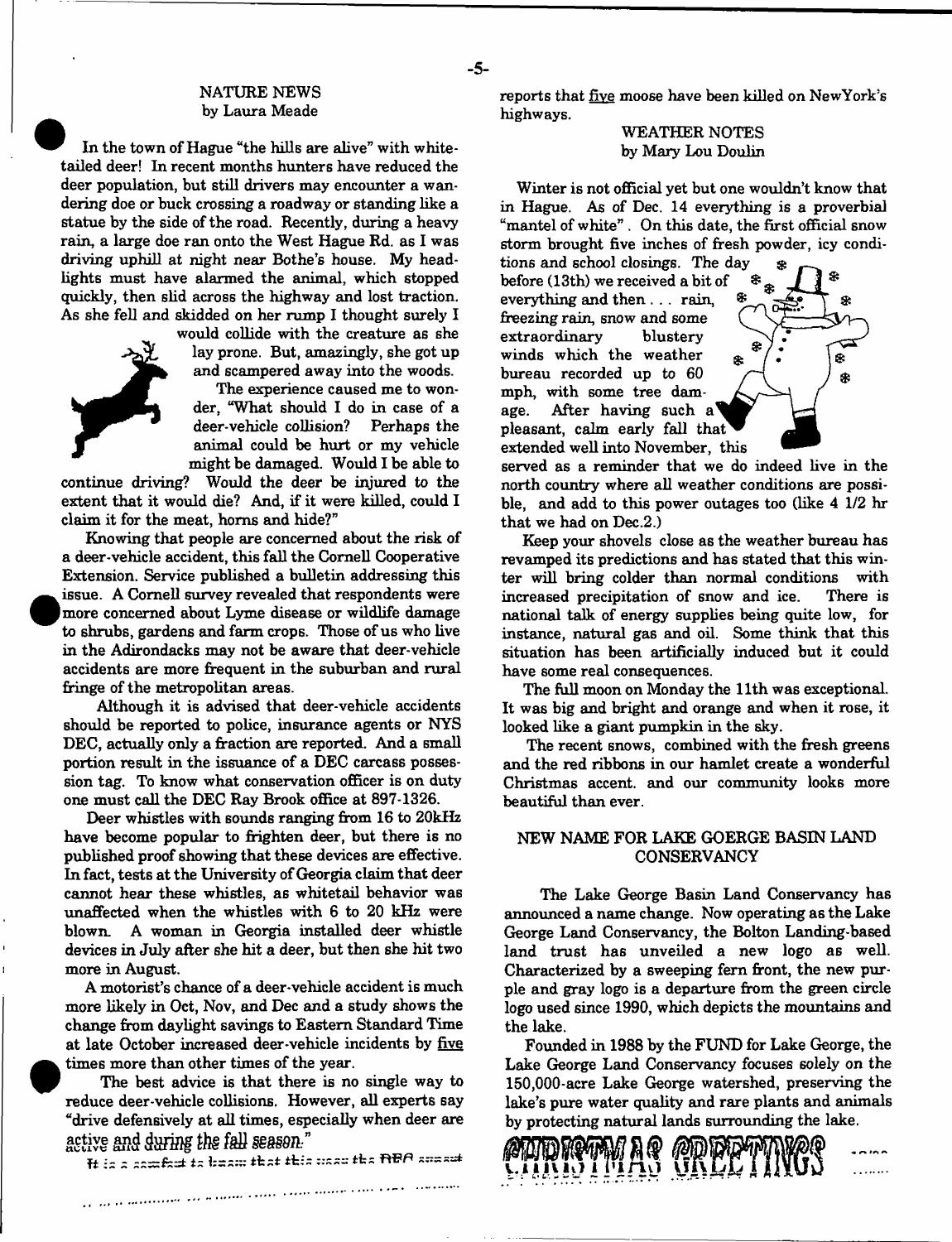## NATURE NEWS
by Laura Meade

In the town of Hague "the hills are alive" with white-tailed deer! In recent months hunters have reduced the deer population, but still drivers may encounter a wandering doe or buck crossing a roadway or standing like a statue by the side of the road. Recently, during a heavy rain, a large doe ran onto the West Hague Rd. as I was driving uphill at night near Bothe's house. My headlights must have alarmed the animal, which stopped quickly, then slid across the highway and lost traction. As she fell and skidded on her rump I thought surely I would collide with the creature as she lay prone. But, amazingly, she got up and scampered away into the woods.

The experience caused me to wonder, "What should I do in case of a deer-vehicle collision? Perhaps the animal could be hurt or my vehicle might be damaged. Would I be able to continue driving? Would the deer be injured to the extent that it would die? And, if it were killed, could I claim it for the meat, horns and hide?"

Knowing that people are concerned about the risk of a deer-vehicle accident, this fall the Cornell Cooperative Extension. Service published a bulletin addressing this issue. A Cornell survey revealed that respondents were more concerned about Lyme disease or wildlife damage to shrubs, gardens and farm crops. Those of us who live in the Adirondacks may not be aware that deer-vehicle accidents are more frequent in the suburban and rural fringe of the metropolitan areas.

Although it is advised that deer-vehicle accidents should be reported to police, insurance agents or NYS DEC, actually only a fraction are reported. And a small portion result in the issuance of a DEC carcass possession tag. To know what conservation officer is on duty one must call the DEC Ray Brook office at 897-1326.

Deer whistles with sounds ranging from 16 to 20kHz have become popular to frighten deer, but there is no published proof showing that these devices are effective. In fact, tests at the University of Georgia claim that deer cannot hear these whistles, as whitetail behavior was unaffected when the whistles with 6 to 20 kHz were blown. A woman in Georgia installed deer whistle devices in July after she hit a deer, but then she hit two more in August.

A motorist's chance of a deer-vehicle accident is much more likely in Oct, Nov, and Dec and a study shows the change from daylight savings to Eastern Standard Time at late October increased deer-vehicle incidents by five times more than other times of the year.

The best advice is that there is no single way to reduce deer-vehicle collisions. However, all experts say "drive defensively at all times, especially when deer are active and during the fall season."

It is a comfort to know that this year the DEC reports that five moose have been killed on NewYork's highways.

## WEATHER NOTES
by Mary Lou Doulin

Winter is not official yet but one wouldn't know that in Hague. As of Dec. 14 everything is a proverbial "mantel of white". On this date, the first official snow storm brought five inches of fresh powder, icy conditions and school closings. The day before (13th) we received a bit of everything and then . . . rain, freezing rain, snow and some extraordinary blustery winds which the weather bureau recorded up to 60 mph, with some tree damage. After having such a pleasant, calm early fall that extended well into November, this served as a reminder that we do indeed live in the north country where all weather conditions are possible, and add to this power outages too (like 4 1/2 hr that we had on Dec.2.)

Keep your shovels close as the weather bureau has revamped its predictions and has stated that this winter will bring colder than normal conditions with increased precipitation of snow and ice. There is national talk of energy supplies being quite low, for instance, natural gas and oil. Some think that this situation has been artificially induced but it could have some real consequences.

The full moon on Monday the 11th was exceptional. It was big and bright and orange and when it rose, it looked like a giant pumpkin in the sky.

The recent snows, combined with the fresh greens and the red ribbons in our hamlet create a wonderful Christmas accent. and our community looks more beautiful than ever.

## NEW NAME FOR LAKE GOERGE BASIN LAND CONSERVANCY

The Lake George Basin Land Conservancy has announced a name change. Now operating as the Lake George Land Conservancy, the Bolton Landing-based land trust has unveiled a new logo as well. Characterized by a sweeping fern front, the new purple and gray logo is a departure from the green circle logo used since 1990, which depicts the mountains and the lake.

Founded in 1988 by the FUND for Lake George, the Lake George Land Conservancy focuses solely on the 150,000-acre Lake George watershed, preserving the lake's pure water quality and rare plants and animals by protecting natural lands surrounding the lake.

CHRISTMAS GREETINGS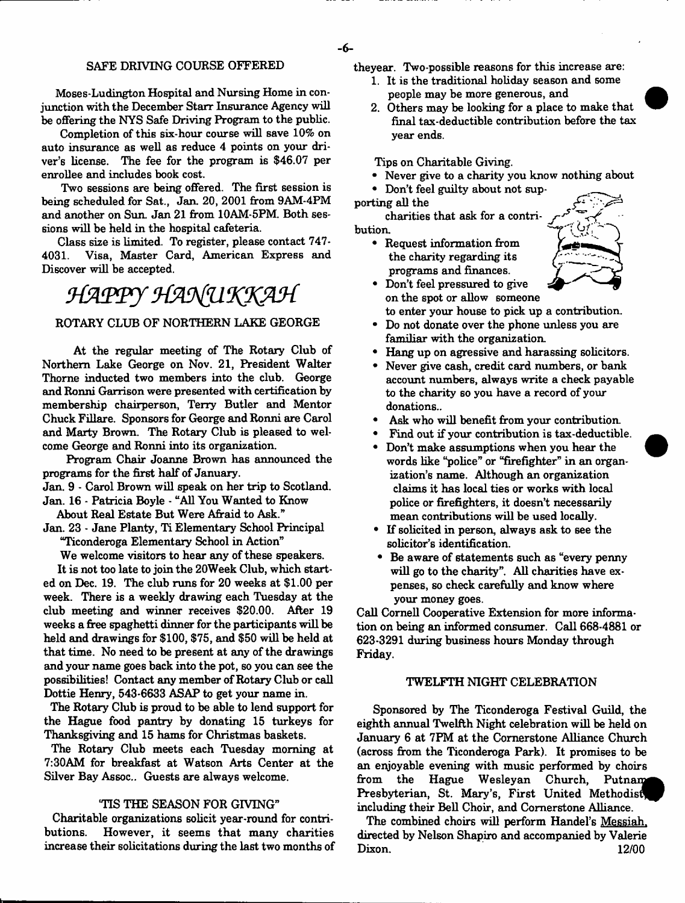## SAFE DRIVING COURSE OFFERED

Moses-Ludington Hospital and Nursing Home in conjunction with the December Starr Insurance Agency will be offering the NYS Safe Driving Program to the public.

Completion of this six-hour course will save 10% on auto insurance as well as reduce 4 points on your driver's license. The fee for the program is $46.07 per enrollee and includes book cost.

Two sessions are being offered. The first session is being scheduled for Sat., Jan. 20, 2001 from 9AM-4PM and another on Sun. Jan 21 from 10AM-5PM. Both sessions will be held in the hospital cafeteria.

Class size is limited. To register, please contact 747-4031. Visa, Master Card, American Express and Discover will be accepted.

## *HAPPY HANUKKAH*

## ROTARY CLUB OF NORTHERN LAKE GEORGE

At the regular meeting of The Rotary Club of Northern Lake George on Nov. 21, President Walter Thorne inducted two members into the club. George and Ronni Garrison were presented with certification by membership chairperson, Terry Butler and Mentor Chuck Fillare. Sponsors for George and Ronni are Carol and Marty Brown. The Rotary Club is pleased to welcome George and Ronni into its organization.

Program Chair Joanne Brown has announced the programs for the first half of January.

Jan. 9 - Carol Brown will speak on her trip to Scotland.
Jan. 16 - Patricia Boyle - "All You Wanted to Know About Real Estate But Were Afraid to Ask."
Jan. 23 - Jane Planty, Ti Elementary School Principal "Ticonderoga Elementary School in Action"

We welcome visitors to hear any of these speakers.

It is not too late to join the 20Week Club, which started on Dec. 19. The club runs for 20 weeks at $1.00 per week. There is a weekly drawing each Tuesday at the club meeting and winner receives $20.00. After 19 weeks a free spaghetti dinner for the participants will be held and drawings for $100, $75, and $50 will be held at that time. No need to be present at any of the drawings and your name goes back into the pot, so you can see the possibilities! Contact any member of Rotary Club or call Dottie Henry, 543-6633 ASAP to get your name in.

The Rotary Club is proud to be able to lend support for the Hague food pantry by donating 15 turkeys for Thanksgiving and 15 hams for Christmas baskets.

The Rotary Club meets each Tuesday morning at 7:30AM for breakfast at Watson Arts Center at the Silver Bay Assoc.. Guests are always welcome.

## 'TIS THE SEASON FOR GIVING"

Charitable organizations solicit year-round for contributions. However, it seems that many charities increase their solicitations during the last two months of theyear. Two-possible reasons for this increase are:

1. It is the traditional holiday season and some people may be more generous, and
2. Others may be looking for a place to make that final tax-deductible contribution before the tax year ends.

Tips on Charitable Giving.

- Never give to a charity you know nothing about
- Don't feel guilty about not supporting all the charities that ask for a contribution.
- Request information from the charity regarding its programs and finances.
- Don't feel pressured to give on the spot or allow someone to enter your house to pick up a contribution.
- Do not donate over the phone unless you are familiar with the organization.
- Hang up on agressive and harassing solicitors.
- Never give cash, credit card numbers, or bank account numbers, always write a check payable to the charity so you have a record of your donations..
- Ask who will benefit from your contribution.
- Find out if your contribution is tax-deductible.
- Don't make assumptions when you hear the words like "police" or "firefighter" in an organization's name. Although an organization claims it has local ties or works with local police or firefighters, it doesn't necessarily mean contributions will be used locally.
- If solicited in person, always ask to see the solicitor's identification.
- Be aware of statements such as "every penny will go to the charity". All charities have expenses, so check carefully and know where your money goes.

Call Cornell Cooperative Extension for more information on being an informed consumer. Call 668-4881 or 623-3291 during business hours Monday through Friday.

## TWELFTH NIGHT CELEBRATION

Sponsored by The Ticonderoga Festival Guild, the eighth annual Twelfth Night celebration will be held on January 6 at 7PM at the Cornerstone Alliance Church (across from the Ticonderoga Park). It promises to be an enjoyable evening with music performed by choirs from the Hague Wesleyan Church, Putnam Presbyterian, St. Mary's, First United Methodist, including their Bell Choir, and Cornerstone Alliance.

The combined choirs will perform Handel's Messiah, directed by Nelson Shapiro and accompanied by Valerie Dixon. 12/00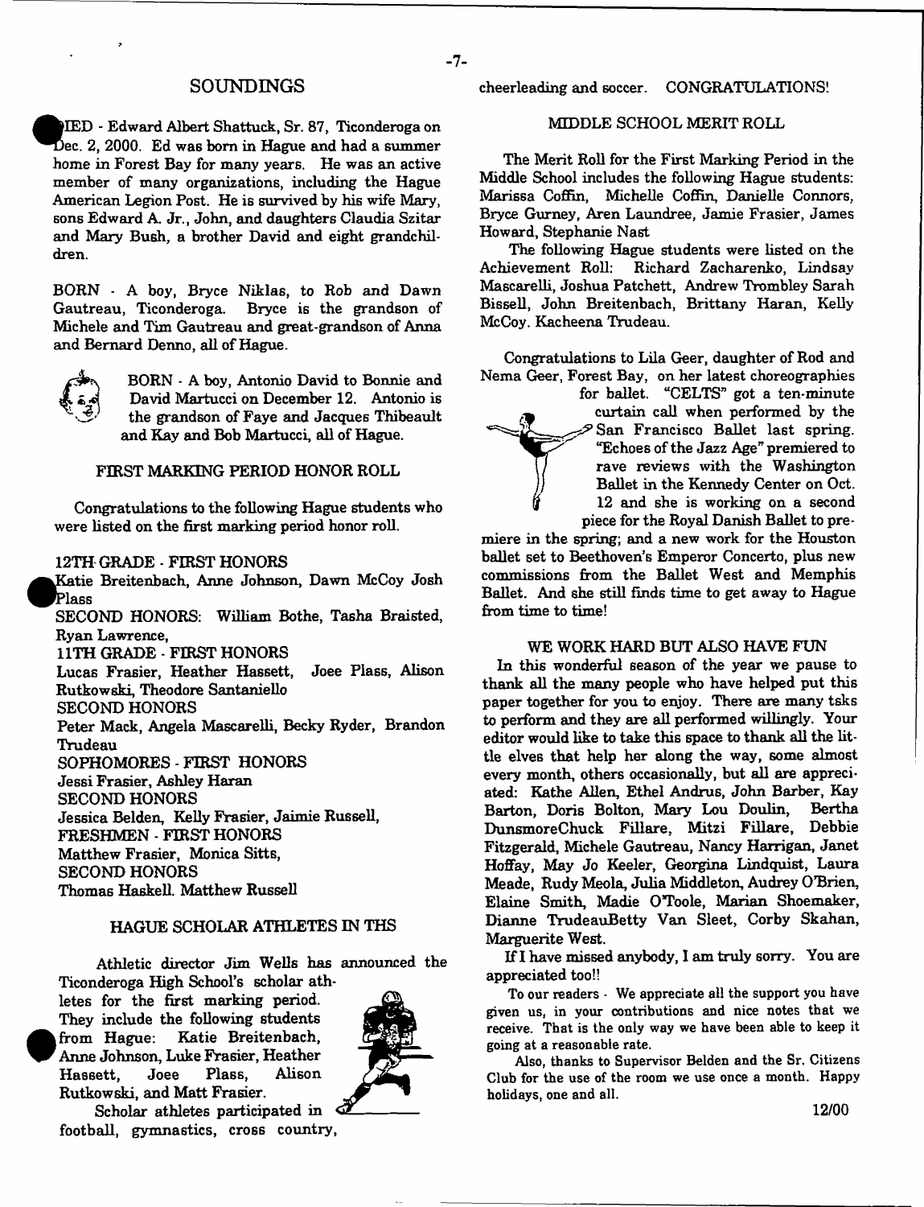## SOUNDINGS

DIED - Edward Albert Shattuck, Sr. 87, Ticonderoga on Dec. 2, 2000. Ed was born in Hague and had a summer home in Forest Bay for many years. He was an active member of many organizations, including the Hague American Legion Post. He is survived by his wife Mary, sons Edward A. Jr., John, and daughters Claudia Szitar and Mary Bush, a brother David and eight grandchildren.

BORN - A boy, Bryce Niklas, to Rob and Dawn Gautreau, Ticonderoga. Bryce is the grandson of Michele and Tim Gautreau and great-grandson of Anna and Bernard Denno, all of Hague.

BORN - A boy, Antonio David to Bonnie and David Martucci on December 12. Antonio is the grandson of Faye and Jacques Thibeault and Kay and Bob Martucci, all of Hague.

### FIRST MARKING PERIOD HONOR ROLL

Congratulations to the following Hague students who were listed on the first marking period honor roll.

12TH GRADE - FIRST HONORS
Katie Breitenbach, Anne Johnson, Dawn McCoy Josh Plass
SECOND HONORS: William Bothe, Tasha Braisted, Ryan Lawrence,
11TH GRADE - FIRST HONORS
Lucas Frasier, Heather Hassett, Joee Plass, Alison Rutkowski, Theodore Santaniello
SECOND HONORS
Peter Mack, Angela Mascarelli, Becky Ryder, Brandon Trudeau
SOPHOMORES - FIRST HONORS
Jessi Frasier, Ashley Haran
SECOND HONORS
Jessica Belden, Kelly Frasier, Jaimie Russell,
FRESHMEN - FIRST HONORS
Matthew Frasier, Monica Sitts,
SECOND HONORS
Thomas Haskell. Matthew Russell

### HAGUE SCHOLAR ATHLETES IN THS

Athletic director Jim Wells has announced the Ticonderoga High School's scholar athletes for the first marking period. They include the following students from Hague: Katie Breitenbach, Anne Johnson, Luke Frasier, Heather Hassett, Joee Plass, Alison Rutkowski, and Matt Frasier.

Scholar athletes participated in football, gymnastics, cross country, cheerleading and soccer. CONGRATULATIONS!

### MIDDLE SCHOOL MERIT ROLL

The Merit Roll for the First Marking Period in the Middle School includes the following Hague students: Marissa Coffin, Michelle Coffin, Danielle Connors, Bryce Gurney, Aren Laundree, Jamie Frasier, James Howard, Stephanie Nast

The following Hague students were listed on the Achievement Roll: Richard Zacharenko, Lindsay Mascarelli, Joshua Patchett, Andrew Trombley Sarah Bissell, John Breitenbach, Brittany Haran, Kelly McCoy. Kacheena Trudeau.

Congratulations to Lila Geer, daughter of Rod and Nema Geer, Forest Bay, on her latest choreographies for ballet. "CELTS" got a ten-minute curtain call when performed by the San Francisco Ballet last spring. "Echoes of the Jazz Age" premiered to rave reviews with the Washington Ballet in the Kennedy Center on Oct. 12 and she is working on a second piece for the Royal Danish Ballet to premiere in the spring; and a new work for the Houston ballet set to Beethoven's Emperor Concerto, plus new commissions from the Ballet West and Memphis Ballet. And she still finds time to get away to Hague from time to time!

### WE WORK HARD BUT ALSO HAVE FUN

In this wonderful season of the year we pause to thank all the many people who have helped put this paper together for you to enjoy. There are many tsks to perform and they are all performed willingly. Your editor would like to take this space to thank all the little elves that help her along the way, some almost every month, others occasionally, but all are appreciated: Kathe Allen, Ethel Andrus, John Barber, Kay Barton, Doris Bolton, Mary Lou Doulin, Bertha DunsmoreChuck Fillare, Mitzi Fillare, Debbie Fitzgerald, Michele Gautreau, Nancy Harrigan, Janet Hoffay, May Jo Keeler, Georgina Lindquist, Laura Meade, Rudy Meola, Julia Middleton, Audrey O'Brien, Elaine Smith, Madie O'Toole, Marian Shoemaker, Dianne TrudeauBetty Van Sleet, Corby Skahan, Marguerite West.

If I have missed anybody, I am truly sorry. You are appreciated too!!

To our readers - We appreciate all the support you have given us, in your contributions and nice notes that we receive. That is the only way we have been able to keep it going at a reasonable rate.

Also, thanks to Supervisor Belden and the Sr. Citizens Club for the use of the room we use once a month. Happy holidays, one and all.

12/00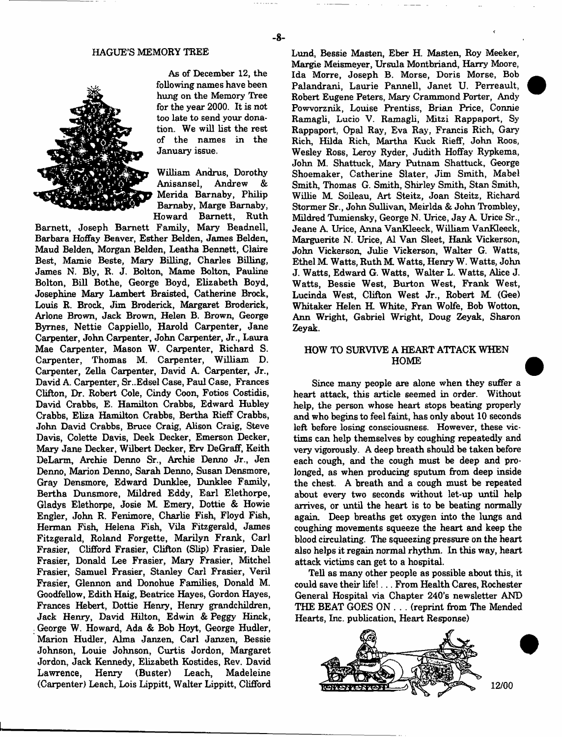## HAGUE'S MEMORY TREE

As of December 12, the following names have been hung on the Memory Tree for the year 2000. It is not too late to send your donation. We will list the rest of the names in the January issue.

William Andrus, Dorothy Anisansel, Andrew & Merida Barnaby, Philip Barnaby, Marge Barnaby, Howard Barnett, Ruth Barnett, Joseph Barnett Family, Mary Beadnell, Barbara Hoffay Beaver, Esther Belden, James Belden, Maud Belden, Morgan Belden, Leatha Bennett, Claire Best, Mamie Beste, Mary Billing, Charles Billing, James N. Bly, R. J. Bolton, Mame Bolton, Pauline Bolton, Bill Bothe, George Boyd, Elizabeth Boyd, Josephine Mary Lambert Braisted, Catherine Brock, Louis R. Brock, Jim Broderick, Margaret Broderick, Arlone Brown, Jack Brown, Helen B. Brown, George Byrnes, Nettie Cappiello, Harold Carpenter, Jane Carpenter, John Carpenter, John Carpenter, Jr., Laura Mae Carpenter, Mason W. Carpenter, Richard S. Carpenter, Thomas M. Carpenter, William D. Carpenter, Zella Carpenter, David A. Carpenter, Jr., David A. Carpenter, Sr..Edsel Case, Paul Case, Frances Clifton, Dr. Robert Cole, Cindy Coon, Fotios Costidis, David Crabbs, E. Hamilton Crabbs, Edward Hubley Crabbs, Eliza Hamilton Crabbs, Bertha Rieff Crabbs, John David Crabbs, Bruce Craig, Alison Craig, Steve Davis, Colette Davis, Deek Decker, Emerson Decker, Mary Jane Decker, Wilbert Decker, Erv DeGraff, Keith DeLarm, Archie Denno Sr., Archie Denno Jr., Jen Denno, Marion Denno, Sarah Denno, Susan Densmore, Gray Densmore, Edward Dunklee, Dunklee Family, Bertha Dunsmore, Mildred Eddy, Earl Elethorpe, Gladys Elethorpe, Josie M. Emery, Dottie & Howie Engler, John R. Fenimore, Charlie Fish, Floyd Fish, Herman Fish, Helena Fish, Vila Fitzgerald, James Fitzgerald, Roland Forgette, Marilyn Frank, Carl Frasier, Clifford Frasier, Clifton (Slip) Frasier, Dale Frasier, Donald Lee Frasier, Mary Frasier, Mitchel Frasier, Samuel Frasier, Stanley Carl Frasier, Veril Frasier, Glennon and Donohue Families, Donald M. Goodfellow, Edith Haig, Beatrice Hayes, Gordon Hayes, Frances Hebert, Dottie Henry, Henry grandchildren, Jack Henry, David Hilton, Edwin & Peggy Hinck, George W. Howard, Ada & Bob Hoyt, George Hudler, Marion Hudler, Alma Janzen, Carl Janzen, Bessie Johnson, Louie Johnson, Curtis Jordon, Margaret Jordon, Jack Kennedy, Elizabeth Kostides, Rev. David Lawrence, Henry (Buster) Leach, Madeleine (Carpenter) Leach, Lois Lippitt, Walter Lippitt, Clifford Lund, Bessie Masten, Eber H. Masten, Roy Meeker, Margie Meismeyer, Ursula Montbriand, Harry Moore, Ida Morre, Joseph B. Morse, Doris Morse, Bob Palandrani, Laurie Pannell, Janet U. Perreault, Robert Eugene Peters, Mary Crammond Porter, Andy Powvorznik, Louise Prentiss, Brian Price, Connie Ramagli, Lucio V. Ramagli, Mitzi Rappaport, Sy Rappaport, Opal Ray, Eva Ray, Francis Rich, Gary Rich, Hilda Rich, Martha Kuck Rieff, John Roos, Wesley Ross, Leroy Ryder, Judith Hoffay Rypkema, John M. Shattuck, Mary Putnam Shattuck, George Shoemaker, Catherine Slater, Jim Smith, Mabel Smith, Thomas G. Smith, Shirley Smith, Stan Smith, Willie M. Soileau, Art Steitz, Joan Steitz, Richard Stormer Sr., John Sullivan, Meirlda & John Trombley, Mildred Tumiensky, George N. Urice, Jay A. Urice Sr., Jeane A. Urice, Anna VanKleeck, William VanKleeck, Marguerite N. Urice, Al Van Sleet, Hank Vickerson, John Vickerson, Julie Vickerson, Walter G. Watts, Ethel M. Watts, Ruth M. Watts, Henry W. Watts, John J. Watts, Edward G. Watts, Walter L. Watts, Alice J. Watts, Bessie West, Burton West, Frank West, Lucinda West, Clifton West Jr., Robert M. (Gee) Whitaker Helen H. White, Fran Wolfe, Bob Wotton, Ann Wright, Gabriel Wright, Doug Zeyak, Sharon Zeyak.

## HOW TO SURVIVE A HEART ATTACK WHEN HOME

Since many people are alone when they suffer a heart attack, this article seemed in order. Without help, the person whose heart stops beating properly and who begins to feel faint, has only about 10 seconds left before losing consciousness. However, these victims can help themselves by coughing repeatedly and very vigorously. A deep breath should be taken before each cough, and the cough must be deep and prolonged, as when producing sputum from deep inside the chest. A breath and a cough must be repeated about every two seconds without let-up until help arrives, or until the heart is to be beating normally again. Deep breaths get oxygen into the lungs and coughing movements squeeze the heart and keep the blood circulating. The squeezing pressure on the heart also helps it regain normal rhythm. In this way, heart attack victims can get to a hospital.

Tell as many other people as possible about this, it could save their life! . . . From Health Cares, Rochester General Hospital via Chapter 240's newsletter AND THE BEAT GOES ON . . . (reprint from The Mended Hearts, Inc. publication, Heart Response)

12/00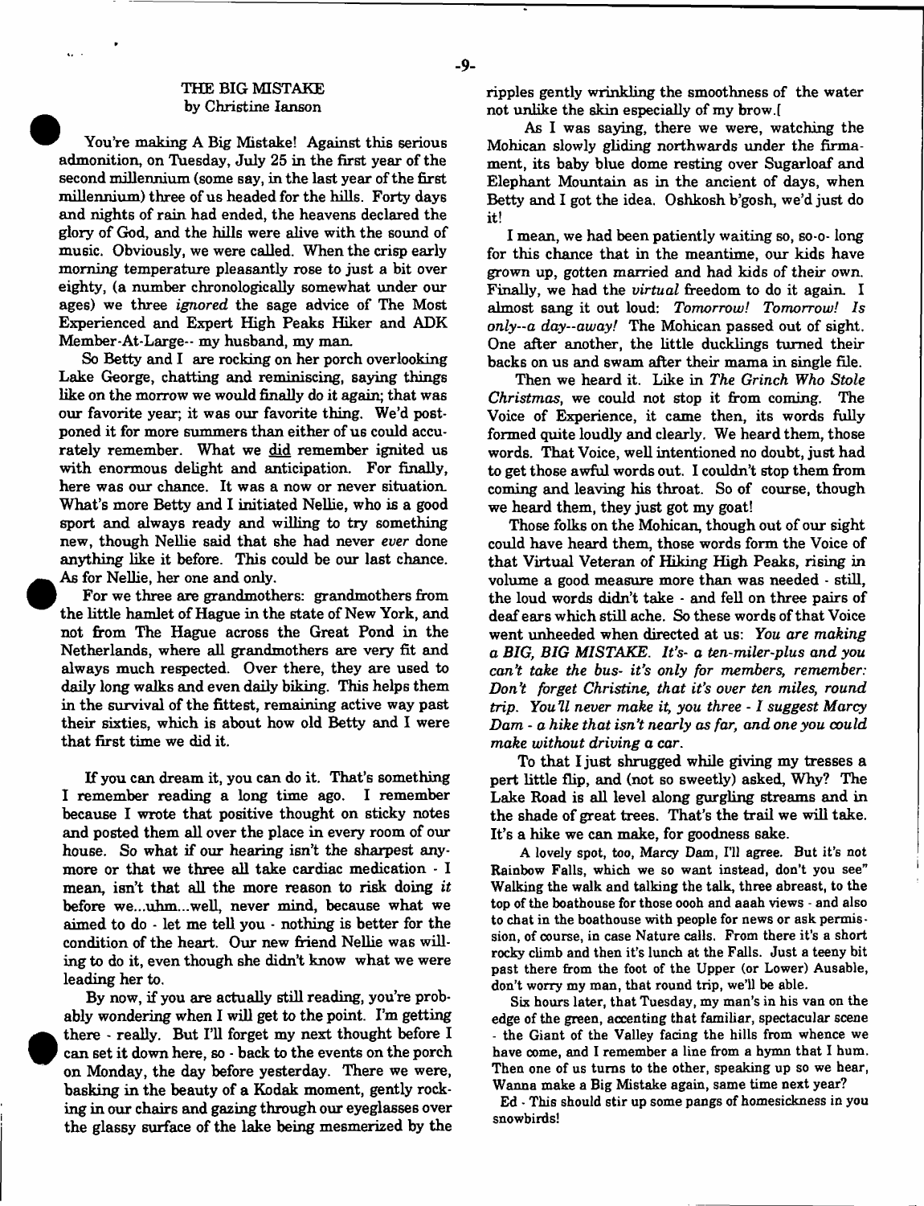## THE BIG MISTAKE
by Christine Ianson

You're making A Big Mistake! Against this serious admonition, on Tuesday, July 25 in the first year of the second millennium (some say, in the last year of the first millennium) three of us headed for the hills. Forty days and nights of rain had ended, the heavens declared the glory of God, and the hills were alive with the sound of music. Obviously, we were called. When the crisp early morning temperature pleasantly rose to just a bit over eighty, (a number chronologically somewhat under our ages) we three *ignored* the sage advice of The Most Experienced and Expert High Peaks Hiker and ADK Member-At-Large-- my husband, my man.

So Betty and I are rocking on her porch overlooking Lake George, chatting and reminiscing, saying things like on the morrow we would finally do it again; that was our favorite year; it was our favorite thing. We'd postponed it for more summers than either of us could accurately remember. What we did remember ignited us with enormous delight and anticipation. For finally, here was our chance. It was a now or never situation. What's more Betty and I initiated Nellie, who is a good sport and always ready and willing to try something new, though Nellie said that she had never *ever* done anything like it before. This could be our last chance. As for Nellie, her one and only.

For we three are grandmothers: grandmothers from the little hamlet of Hague in the state of New York, and not from The Hague across the Great Pond in the Netherlands, where all grandmothers are very fit and always much respected. Over there, they are used to daily long walks and even daily biking. This helps them in the survival of the fittest, remaining active way past their sixties, which is about how old Betty and I were that first time we did it.

If you can dream it, you can do it. That's something I remember reading a long time ago. I remember because I wrote that positive thought on sticky notes and posted them all over the place in every room of our house. So what if our hearing isn't the sharpest anymore or that we three all take cardiac medication - I mean, isn't that all the more reason to risk doing *it* before we...uhm...well, never mind, because what we aimed to do - let me tell you - nothing is better for the condition of the heart. Our new friend Nellie was willing to do it, even though she didn't know what we were leading her to.

By now, if you are actually still reading, you're probably wondering when I will get to the point. I'm getting there - really. But I'll forget my next thought before I can set it down here, so - back to the events on the porch on Monday, the day before yesterday. There we were, basking in the beauty of a Kodak moment, gently rocking in our chairs and gazing through our eyeglasses over the glassy surface of the lake being mesmerized by the ripples gently wrinkling the smoothness of the water not unlike the skin especially of my brow.[

As I was saying, there we were, watching the Mohican slowly gliding northwards under the firmament, its baby blue dome resting over Sugarloaf and Elephant Mountain as in the ancient of days, when Betty and I got the idea. Oshkosh b'gosh, we'd just do it!

I mean, we had been patiently waiting so, so-o- long for this chance that in the meantime, our kids have grown up, gotten married and had kids of their own. Finally, we had the *virtual* freedom to do it again. I almost sang it out loud: *Tomorrow! Tomorrow! Is only--a day--away!* The Mohican passed out of sight. One after another, the little ducklings turned their backs on us and swam after their mama in single file.

Then we heard it. Like in *The Grinch Who Stole Christmas*, we could not stop it from coming. The Voice of Experience, it came then, its words fully formed quite loudly and clearly. We heard them, those words. That Voice, well intentioned no doubt, just had to get those awful words out. I couldn't stop them from coming and leaving his throat. So of course, though we heard them, they just got my goat!

Those folks on the Mohican, though out of our sight could have heard them, those words form the Voice of that Virtual Veteran of Hiking High Peaks, rising in volume a good measure more than was needed - still, the loud words didn't take - and fell on three pairs of deaf ears which still ache. So these words of that Voice went unheeded when directed at us: *You are making a BIG, BIG MISTAKE. It's- a ten-miler-plus and you can't take the bus- it's only for members, remember: Don't forget Christine, that it's over ten miles, round trip. You'll never make it, you three - I suggest Marcy Dam - a hike that isn't nearly as far, and one you could make without driving a car.*

To that I just shrugged while giving my tresses a pert little flip, and (not so sweetly) asked, Why? The Lake Road is all level along gurgling streams and in the shade of great trees. That's the trail we will take. It's a hike we can make, for goodness sake.

A lovely spot, too, Marcy Dam, I'll agree. But it's not Rainbow Falls, which we so want instead, don't you see" Walking the walk and talking the talk, three abreast, to the top of the boathouse for those oooh and aaah views - and also to chat in the boathouse with people for news or ask permission, of course, in case Nature calls. From there it's a short rocky climb and then it's lunch at the Falls. Just a teeny bit past there from the foot of the Upper (or Lower) Ausable, don't worry my man, that round trip, we'll be able.

Six hours later, that Tuesday, my man's in his van on the edge of the green, accenting that familiar, spectacular scene - the Giant of the Valley facing the hills from whence we have come, and I remember a line from a hymn that I hum. Then one of us turns to the other, speaking up so we hear, Wanna make a Big Mistake again, same time next year?

Ed - This should stir up some pangs of homesickness in you snowbirds!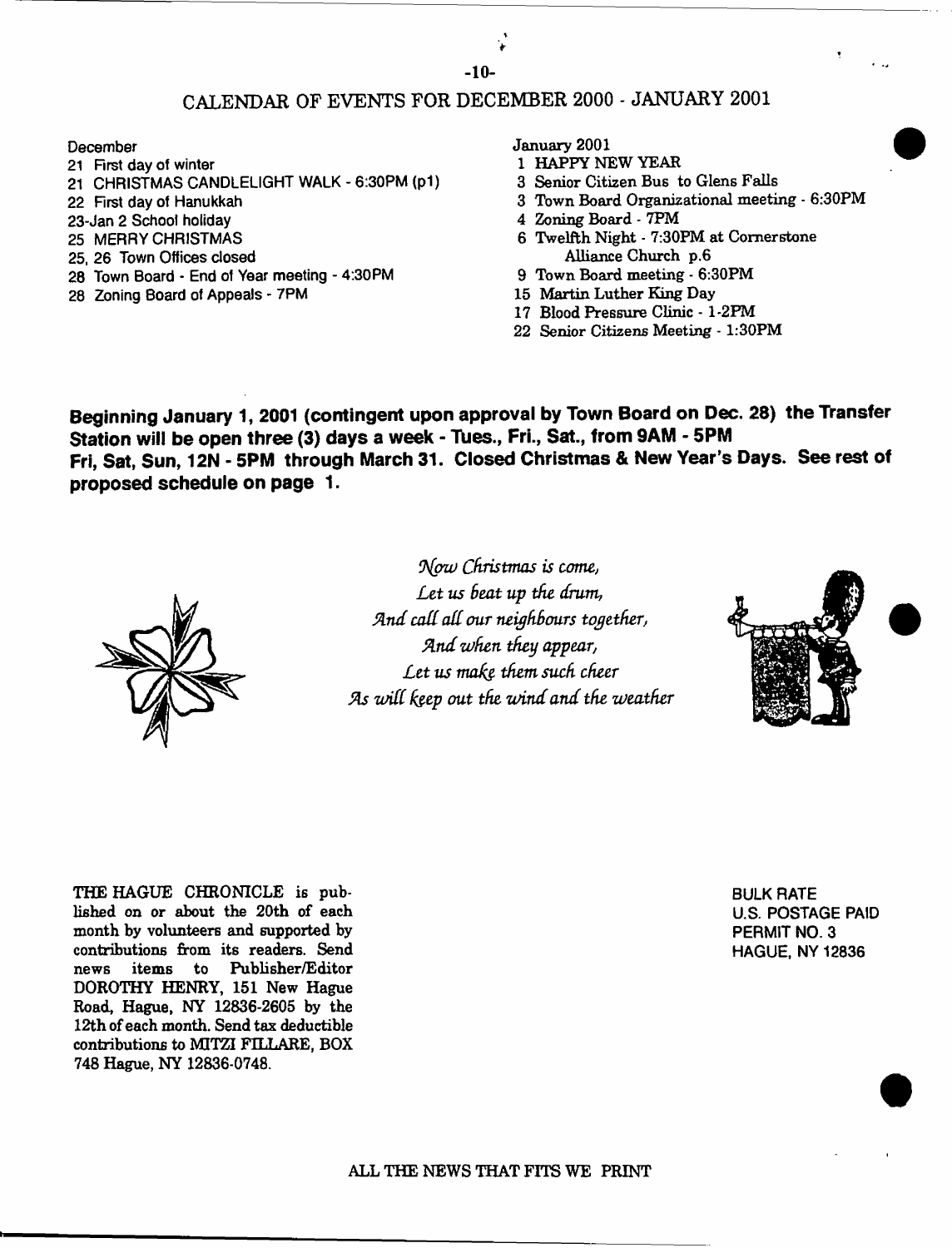## CALENDAR OF EVENTS FOR DECEMBER 2000 - JANUARY 2001

**December**

21 First day of winter
21 CHRISTMAS CANDLELIGHT WALK - 6:30PM (p1)
22 First day of Hanukkah
23-Jan 2 School holiday
25 MERRY CHRISTMAS
25, 26 Town Offices closed
28 Town Board - End of Year meeting - 4:30PM
28 Zoning Board of Appeals - 7PM

**January 2001**

1 HAPPY NEW YEAR
3 Senior Citizen Bus to Glens Falls
3 Town Board Organizational meeting - 6:30PM
4 Zoning Board - 7PM
6 Twelfth Night - 7:30PM at Cornerstone Alliance Church p.6
9 Town Board meeting - 6:30PM
15 Martin Luther King Day
17 Blood Pressure Clinic - 1-2PM
22 Senior Citizens Meeting - 1:30PM

**Beginning January 1, 2001 (contingent upon approval by Town Board on Dec. 28) the Transfer Station will be open three (3) days a week - Tues., Fri., Sat., from 9AM - 5PM Fri, Sat, Sun, 12N - 5PM through March 31. Closed Christmas & New Year's Days. See rest of proposed schedule on page 1.**

*Now Christmas is come,*
*Let us beat up the drum,*
*And call all our neighbours together,*
*And when they appear,*
*Let us make them such cheer*
*As will keep out the wind and the weather*

THE HAGUE CHRONICLE is published on or about the 20th of each month by volunteers and supported by contributions from its readers. Send news items to Publisher/Editor DOROTHY HENRY, 151 New Hague Road, Hague, NY 12836-2605 by the 12th of each month. Send tax deductible contributions to MITZI FILLARE, BOX 748 Hague, NY 12836-0748.

BULK RATE
U.S. POSTAGE PAID
PERMIT NO. 3
HAGUE, NY 12836

ALL THE NEWS THAT FITS WE PRINT